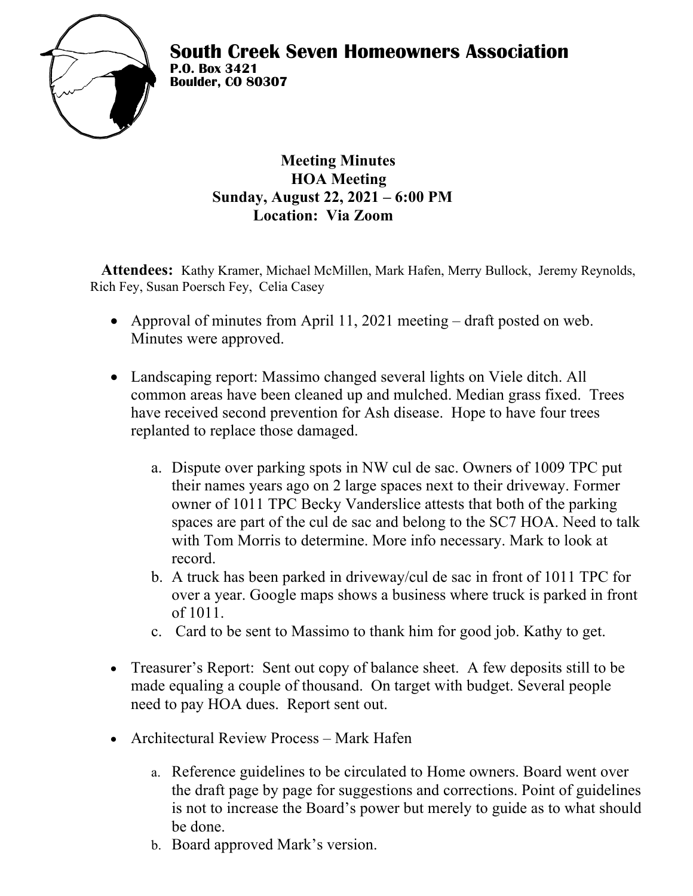# South Creek Seven Homeowners Association

**P.O. Box 3421**
**Boulder, CO 80307**

**Meeting Minutes**
**HOA Meeting**
**Sunday, August 22, 2021 – 6:00 PM**
**Location: Via Zoom**

**Attendees:** Kathy Kramer, Michael McMillen, Mark Hafen, Merry Bullock, Jeremy Reynolds, Rich Fey, Susan Poersch Fey, Celia Casey

- Approval of minutes from April 11, 2021 meeting – draft posted on web. Minutes were approved.

- Landscaping report: Massimo changed several lights on Viele ditch. All common areas have been cleaned up and mulched. Median grass fixed. Trees have received second prevention for Ash disease. Hope to have four trees replanted to replace those damaged.

   a. Dispute over parking spots in NW cul de sac. Owners of 1009 TPC put their names years ago on 2 large spaces next to their driveway. Former owner of 1011 TPC Becky Vanderslice attests that both of the parking spaces are part of the cul de sac and belong to the SC7 HOA. Need to talk with Tom Morris to determine. More info necessary. Mark to look at record.
   b. A truck has been parked in driveway/cul de sac in front of 1011 TPC for over a year. Google maps shows a business where truck is parked in front of 1011.
   c. Card to be sent to Massimo to thank him for good job. Kathy to get.

- Treasurer's Report: Sent out copy of balance sheet. A few deposits still to be made equaling a couple of thousand. On target with budget. Several people need to pay HOA dues. Report sent out.

- Architectural Review Process – Mark Hafen

   a. Reference guidelines to be circulated to Home owners. Board went over the draft page by page for suggestions and corrections. Point of guidelines is not to increase the Board's power but merely to guide as to what should be done.
   b. Board approved Mark's version.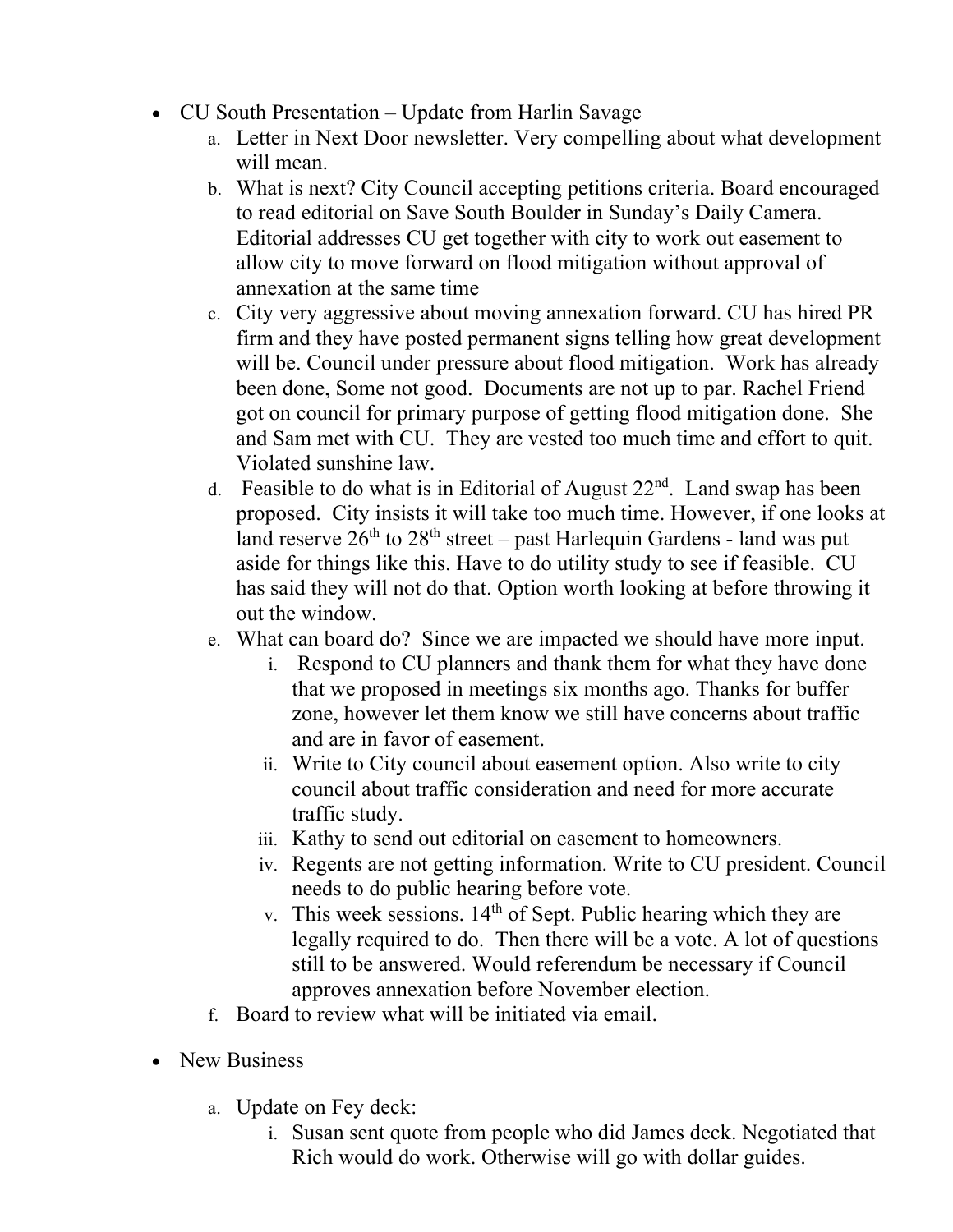- CU South Presentation – Update from Harlin Savage
    a. Letter in Next Door newsletter. Very compelling about what development will mean.
    b. What is next? City Council accepting petitions criteria. Board encouraged to read editorial on Save South Boulder in Sunday's Daily Camera. Editorial addresses CU get together with city to work out easement to allow city to move forward on flood mitigation without approval of annexation at the same time
    c. City very aggressive about moving annexation forward. CU has hired PR firm and they have posted permanent signs telling how great development will be. Council under pressure about flood mitigation. Work has already been done, Some not good. Documents are not up to par. Rachel Friend got on council for primary purpose of getting flood mitigation done. She and Sam met with CU. They are vested too much time and effort to quit. Violated sunshine law.
    d. Feasible to do what is in Editorial of August 22nd. Land swap has been proposed. City insists it will take too much time. However, if one looks at land reserve 26th to 28th street – past Harlequin Gardens - land was put aside for things like this. Have to do utility study to see if feasible. CU has said they will not do that. Option worth looking at before throwing it out the window.
    e. What can board do? Since we are impacted we should have more input.
        i. Respond to CU planners and thank them for what they have done that we proposed in meetings six months ago. Thanks for buffer zone, however let them know we still have concerns about traffic and are in favor of easement.
        ii. Write to City council about easement option. Also write to city council about traffic consideration and need for more accurate traffic study.
        iii. Kathy to send out editorial on easement to homeowners.
        iv. Regents are not getting information. Write to CU president. Council needs to do public hearing before vote.
        v. This week sessions. 14th of Sept. Public hearing which they are legally required to do. Then there will be a vote. A lot of questions still to be answered. Would referendum be necessary if Council approves annexation before November election.
    f. Board to review what will be initiated via email.

- New Business
    a. Update on Fey deck:
        i. Susan sent quote from people who did James deck. Negotiated that Rich would do work. Otherwise will go with dollar guides.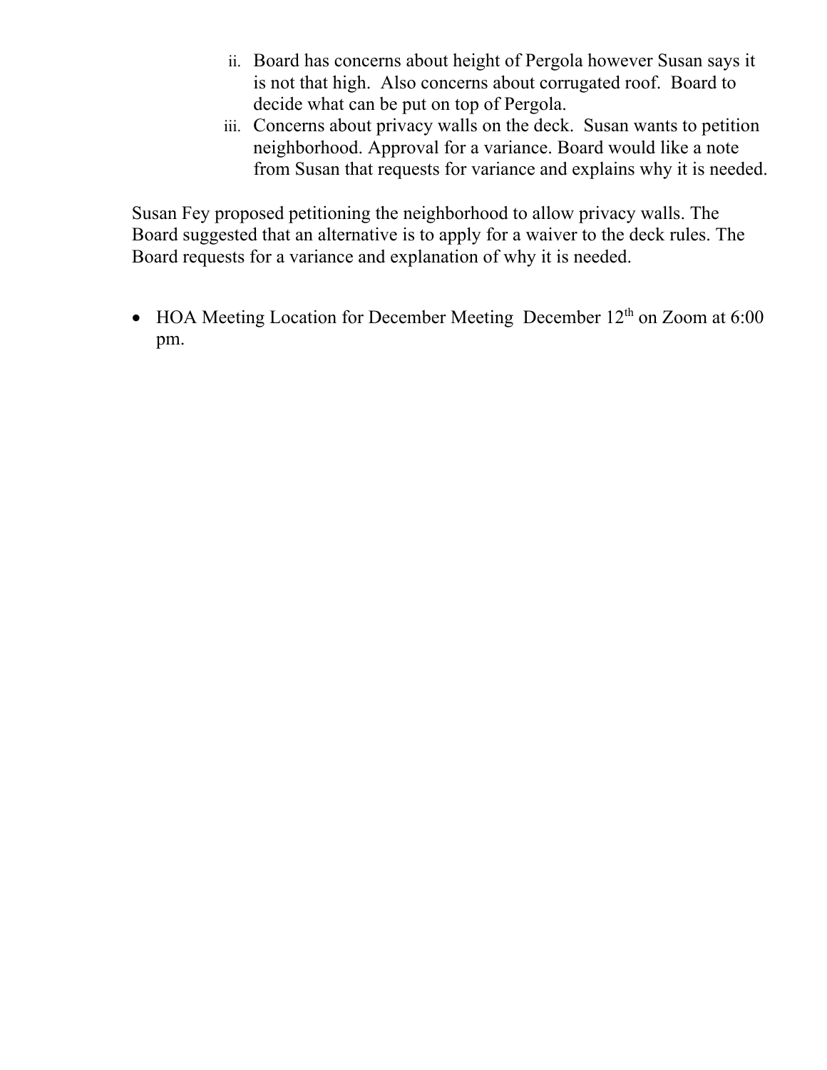ii. Board has concerns about height of Pergola however Susan says it is not that high. Also concerns about corrugated roof. Board to decide what can be put on top of Pergola.
   iii. Concerns about privacy walls on the deck. Susan wants to petition neighborhood. Approval for a variance. Board would like a note from Susan that requests for variance and explains why it is needed.

Susan Fey proposed petitioning the neighborhood to allow privacy walls. The Board suggested that an alternative is to apply for a waiver to the deck rules. The Board requests for a variance and explanation of why it is needed.

- HOA Meeting Location for December Meeting December 12th on Zoom at 6:00 pm.